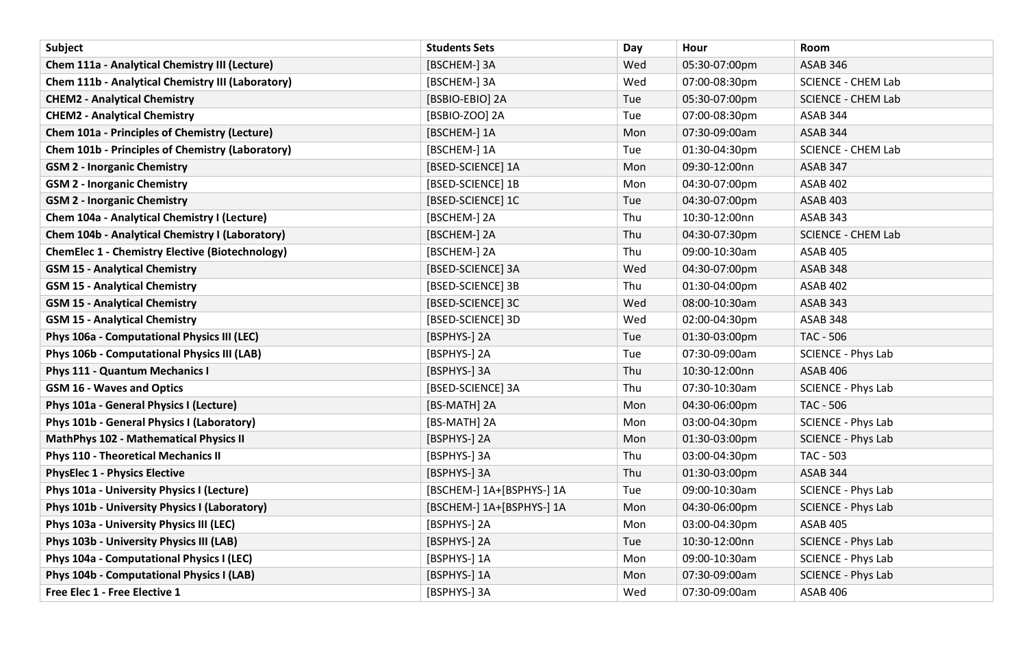| Subject | Students Sets | Day | Hour | Room |
| --- | --- | --- | --- | --- |
| **Chem 111a - Analytical Chemistry III (Lecture)** | [BSCHEM-] 3A | Wed | 05:30-07:00pm | ASAB 346 |
| **Chem 111b - Analytical Chemistry III (Laboratory)** | [BSCHEM-] 3A | Wed | 07:00-08:30pm | SCIENCE - CHEM Lab |
| **CHEM2 - Analytical Chemistry** | [BSBIO-EBIO] 2A | Tue | 05:30-07:00pm | SCIENCE - CHEM Lab |
| **CHEM2 - Analytical Chemistry** | [BSBIO-ZOO] 2A | Tue | 07:00-08:30pm | ASAB 344 |
| **Chem 101a - Principles of Chemistry (Lecture)** | [BSCHEM-] 1A | Mon | 07:30-09:00am | ASAB 344 |
| **Chem 101b - Principles of Chemistry (Laboratory)** | [BSCHEM-] 1A | Tue | 01:30-04:30pm | SCIENCE - CHEM Lab |
| **GSM 2 - Inorganic Chemistry** | [BSED-SCIENCE] 1A | Mon | 09:30-12:00nn | ASAB 347 |
| **GSM 2 - Inorganic Chemistry** | [BSED-SCIENCE] 1B | Mon | 04:30-07:00pm | ASAB 402 |
| **GSM 2 - Inorganic Chemistry** | [BSED-SCIENCE] 1C | Tue | 04:30-07:00pm | ASAB 403 |
| **Chem 104a - Analytical Chemistry I (Lecture)** | [BSCHEM-] 2A | Thu | 10:30-12:00nn | ASAB 343 |
| **Chem 104b - Analytical Chemistry I (Laboratory)** | [BSCHEM-] 2A | Thu | 04:30-07:30pm | SCIENCE - CHEM Lab |
| **ChemElec 1 - Chemistry Elective (Biotechnology)** | [BSCHEM-] 2A | Thu | 09:00-10:30am | ASAB 405 |
| **GSM 15 - Analytical Chemistry** | [BSED-SCIENCE] 3A | Wed | 04:30-07:00pm | ASAB 348 |
| **GSM 15 - Analytical Chemistry** | [BSED-SCIENCE] 3B | Thu | 01:30-04:00pm | ASAB 402 |
| **GSM 15 - Analytical Chemistry** | [BSED-SCIENCE] 3C | Wed | 08:00-10:30am | ASAB 343 |
| **GSM 15 - Analytical Chemistry** | [BSED-SCIENCE] 3D | Wed | 02:00-04:30pm | ASAB 348 |
| **Phys 106a - Computational Physics III (LEC)** | [BSPHYS-] 2A | Tue | 01:30-03:00pm | TAC - 506 |
| **Phys 106b - Computational Physics III (LAB)** | [BSPHYS-] 2A | Tue | 07:30-09:00am | SCIENCE - Phys Lab |
| **Phys 111 - Quantum Mechanics I** | [BSPHYS-] 3A | Thu | 10:30-12:00nn | ASAB 406 |
| **GSM 16 - Waves and Optics** | [BSED-SCIENCE] 3A | Thu | 07:30-10:30am | SCIENCE - Phys Lab |
| **Phys 101a - General Physics I (Lecture)** | [BS-MATH] 2A | Mon | 04:30-06:00pm | TAC - 506 |
| **Phys 101b - General Physics I (Laboratory)** | [BS-MATH] 2A | Mon | 03:00-04:30pm | SCIENCE - Phys Lab |
| **MathPhys 102 - Mathematical Physics II** | [BSPHYS-] 2A | Mon | 01:30-03:00pm | SCIENCE - Phys Lab |
| **Phys 110 - Theoretical Mechanics II** | [BSPHYS-] 3A | Thu | 03:00-04:30pm | TAC - 503 |
| **PhysElec 1 - Physics Elective** | [BSPHYS-] 3A | Thu | 01:30-03:00pm | ASAB 344 |
| **Phys 101a - University Physics I (Lecture)** | [BSCHEM-] 1A+[BSPHYS-] 1A | Tue | 09:00-10:30am | SCIENCE - Phys Lab |
| **Phys 101b - University Physics I (Laboratory)** | [BSCHEM-] 1A+[BSPHYS-] 1A | Mon | 04:30-06:00pm | SCIENCE - Phys Lab |
| **Phys 103a - University Physics III (LEC)** | [BSPHYS-] 2A | Mon | 03:00-04:30pm | ASAB 405 |
| **Phys 103b - University Physics III (LAB)** | [BSPHYS-] 2A | Tue | 10:30-12:00nn | SCIENCE - Phys Lab |
| **Phys 104a - Computational Physics I (LEC)** | [BSPHYS-] 1A | Mon | 09:00-10:30am | SCIENCE - Phys Lab |
| **Phys 104b - Computational Physics I (LAB)** | [BSPHYS-] 1A | Mon | 07:30-09:00am | SCIENCE - Phys Lab |
| **Free Elec 1 - Free Elective 1** | [BSPHYS-] 3A | Wed | 07:30-09:00am | ASAB 406 |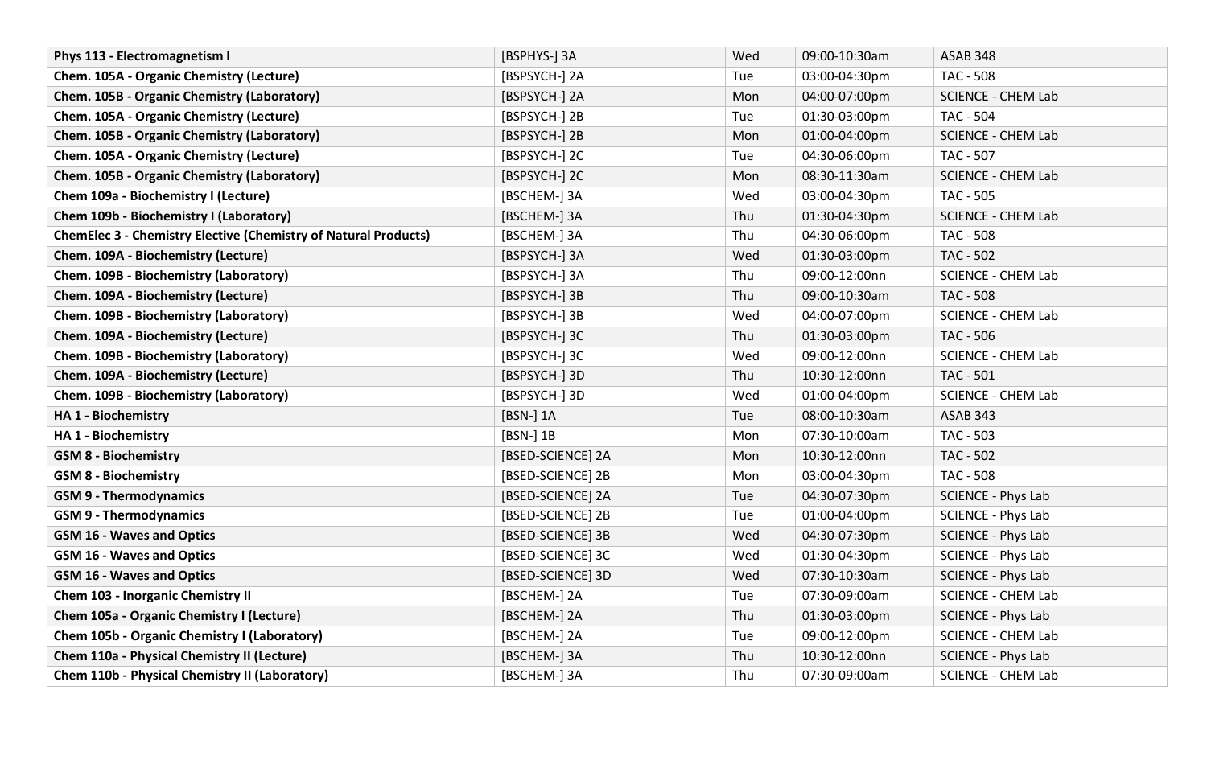| | | | | |
|---|---|---|---|---|
| **Phys 113 - Electromagnetism I** | [BSPHYS-] 3A | Wed | 09:00-10:30am | ASAB 348 |
| **Chem. 105A - Organic Chemistry (Lecture)** | [BSPSYCH-] 2A | Tue | 03:00-04:30pm | TAC - 508 |
| **Chem. 105B - Organic Chemistry (Laboratory)** | [BSPSYCH-] 2A | Mon | 04:00-07:00pm | SCIENCE - CHEM Lab |
| **Chem. 105A - Organic Chemistry (Lecture)** | [BSPSYCH-] 2B | Tue | 01:30-03:00pm | TAC - 504 |
| **Chem. 105B - Organic Chemistry (Laboratory)** | [BSPSYCH-] 2B | Mon | 01:00-04:00pm | SCIENCE - CHEM Lab |
| **Chem. 105A - Organic Chemistry (Lecture)** | [BSPSYCH-] 2C | Tue | 04:30-06:00pm | TAC - 507 |
| **Chem. 105B - Organic Chemistry (Laboratory)** | [BSPSYCH-] 2C | Mon | 08:30-11:30am | SCIENCE - CHEM Lab |
| **Chem 109a - Biochemistry I (Lecture)** | [BSCHEM-] 3A | Wed | 03:00-04:30pm | TAC - 505 |
| **Chem 109b - Biochemistry I (Laboratory)** | [BSCHEM-] 3A | Thu | 01:30-04:30pm | SCIENCE - CHEM Lab |
| **ChemElec 3 - Chemistry Elective (Chemistry of Natural Products)** | [BSCHEM-] 3A | Thu | 04:30-06:00pm | TAC - 508 |
| **Chem. 109A - Biochemistry (Lecture)** | [BSPSYCH-] 3A | Wed | 01:30-03:00pm | TAC - 502 |
| **Chem. 109B - Biochemistry (Laboratory)** | [BSPSYCH-] 3A | Thu | 09:00-12:00nn | SCIENCE - CHEM Lab |
| **Chem. 109A - Biochemistry (Lecture)** | [BSPSYCH-] 3B | Thu | 09:00-10:30am | TAC - 508 |
| **Chem. 109B - Biochemistry (Laboratory)** | [BSPSYCH-] 3B | Wed | 04:00-07:00pm | SCIENCE - CHEM Lab |
| **Chem. 109A - Biochemistry (Lecture)** | [BSPSYCH-] 3C | Thu | 01:30-03:00pm | TAC - 506 |
| **Chem. 109B - Biochemistry (Laboratory)** | [BSPSYCH-] 3C | Wed | 09:00-12:00nn | SCIENCE - CHEM Lab |
| **Chem. 109A - Biochemistry (Lecture)** | [BSPSYCH-] 3D | Thu | 10:30-12:00nn | TAC - 501 |
| **Chem. 109B - Biochemistry (Laboratory)** | [BSPSYCH-] 3D | Wed | 01:00-04:00pm | SCIENCE - CHEM Lab |
| **HA 1 - Biochemistry** | [BSN-] 1A | Tue | 08:00-10:30am | ASAB 343 |
| **HA 1 - Biochemistry** | [BSN-] 1B | Mon | 07:30-10:00am | TAC - 503 |
| **GSM 8 - Biochemistry** | [BSED-SCIENCE] 2A | Mon | 10:30-12:00nn | TAC - 502 |
| **GSM 8 - Biochemistry** | [BSED-SCIENCE] 2B | Mon | 03:00-04:30pm | TAC - 508 |
| **GSM 9 - Thermodynamics** | [BSED-SCIENCE] 2A | Tue | 04:30-07:30pm | SCIENCE - Phys Lab |
| **GSM 9 - Thermodynamics** | [BSED-SCIENCE] 2B | Tue | 01:00-04:00pm | SCIENCE - Phys Lab |
| **GSM 16 - Waves and Optics** | [BSED-SCIENCE] 3B | Wed | 04:30-07:30pm | SCIENCE - Phys Lab |
| **GSM 16 - Waves and Optics** | [BSED-SCIENCE] 3C | Wed | 01:30-04:30pm | SCIENCE - Phys Lab |
| **GSM 16 - Waves and Optics** | [BSED-SCIENCE] 3D | Wed | 07:30-10:30am | SCIENCE - Phys Lab |
| **Chem 103 - Inorganic Chemistry II** | [BSCHEM-] 2A | Tue | 07:30-09:00am | SCIENCE - CHEM Lab |
| **Chem 105a - Organic Chemistry I (Lecture)** | [BSCHEM-] 2A | Thu | 01:30-03:00pm | SCIENCE - Phys Lab |
| **Chem 105b - Organic Chemistry I (Laboratory)** | [BSCHEM-] 2A | Tue | 09:00-12:00pm | SCIENCE - CHEM Lab |
| **Chem 110a - Physical Chemistry II (Lecture)** | [BSCHEM-] 3A | Thu | 10:30-12:00nn | SCIENCE - Phys Lab |
| **Chem 110b - Physical Chemistry II (Laboratory)** | [BSCHEM-] 3A | Thu | 07:30-09:00am | SCIENCE - CHEM Lab |